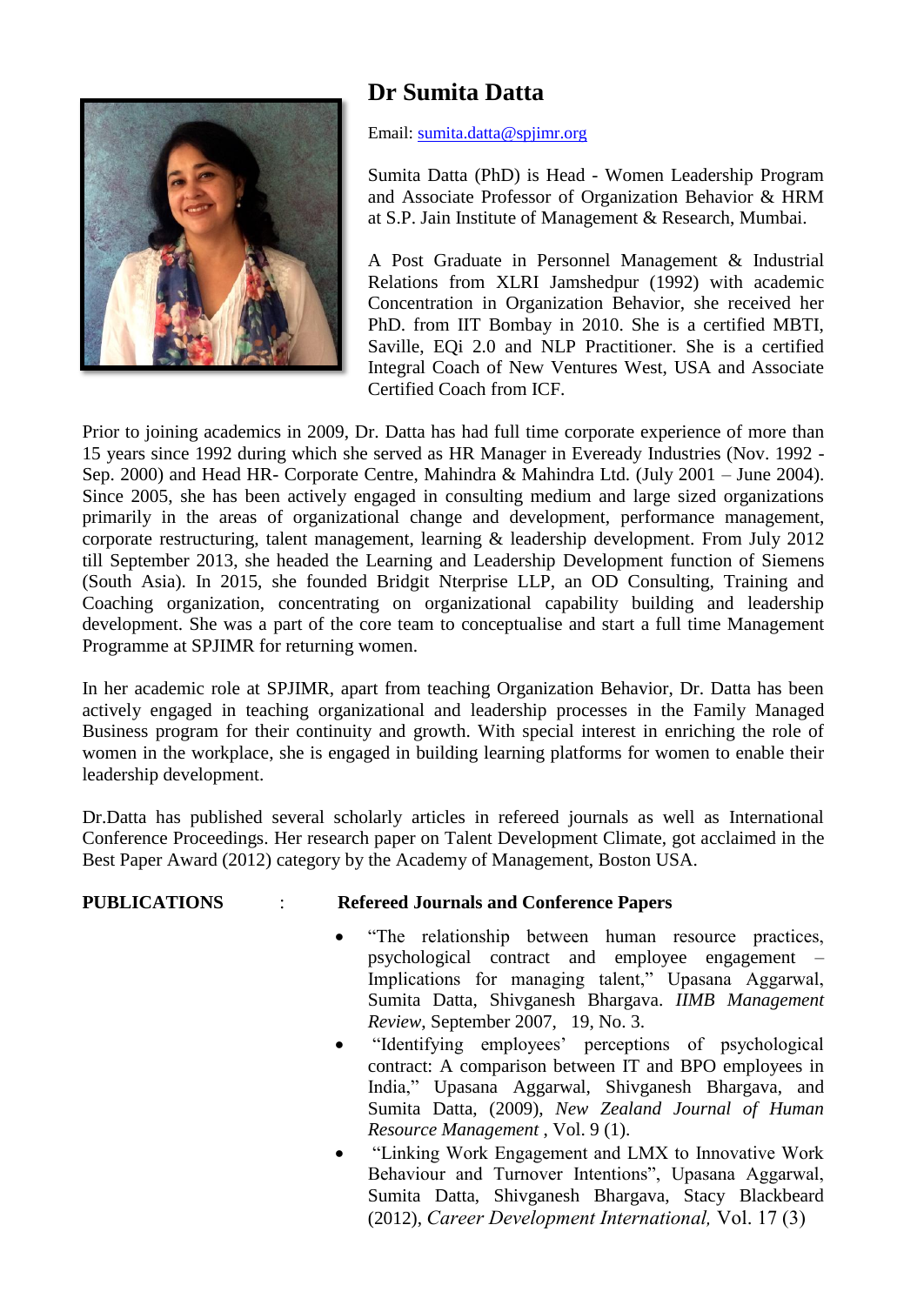# Dr Sumita Datta

Email: sumita.datta@spjimr.org

Sumita Datta (PhD) is Head - Women Leadership Program and Associate Professor of Organization Behavior & HRM at S.P. Jain Institute of Management & Research, Mumbai.

A Post Graduate in Personnel Management & Industrial Relations from XLRI Jamshedpur (1992) with academic Concentration in Organization Behavior, she received her PhD. from IIT Bombay in 2010. She is a certified MBTI, Saville, EQi 2.0 and NLP Practitioner. She is a certified Integral Coach of New Ventures West, USA and Associate Certified Coach from ICF.

Prior to joining academics in 2009, Dr. Datta has had full time corporate experience of more than 15 years since 1992 during which she served as HR Manager in Eveready Industries (Nov. 1992 - Sep. 2000) and Head HR- Corporate Centre, Mahindra & Mahindra Ltd. (July 2001 – June 2004). Since 2005, she has been actively engaged in consulting medium and large sized organizations primarily in the areas of organizational change and development, performance management, corporate restructuring, talent management, learning & leadership development. From July 2012 till September 2013, she headed the Learning and Leadership Development function of Siemens (South Asia). In 2015, she founded Bridgit Nterprise LLP, an OD Consulting, Training and Coaching organization, concentrating on organizational capability building and leadership development. She was a part of the core team to conceptualise and start a full time Management Programme at SPJIMR for returning women.

In her academic role at SPJIMR, apart from teaching Organization Behavior, Dr. Datta has been actively engaged in teaching organizational and leadership processes in the Family Managed Business program for their continuity and growth. With special interest in enriching the role of women in the workplace, she is engaged in building learning platforms for women to enable their leadership development.

Dr.Datta has published several scholarly articles in refereed journals as well as International Conference Proceedings. Her research paper on Talent Development Climate, got acclaimed in the Best Paper Award (2012) category by the Academy of Management, Boston USA.

**PUBLICATIONS : Refereed Journals and Conference Papers**

- "The relationship between human resource practices, psychological contract and employee engagement – Implications for managing talent," Upasana Aggarwal, Sumita Datta, Shivganesh Bhargava. *IIMB Management Review*, September 2007, 19, No. 3.
- "Identifying employees' perceptions of psychological contract: A comparison between IT and BPO employees in India," Upasana Aggarwal, Shivganesh Bhargava, and Sumita Datta, (2009), *New Zealand Journal of Human Resource Management* , Vol. 9 (1).
- "Linking Work Engagement and LMX to Innovative Work Behaviour and Turnover Intentions", Upasana Aggarwal, Sumita Datta, Shivganesh Bhargava, Stacy Blackbeard (2012), *Career Development International,* Vol. 17 (3)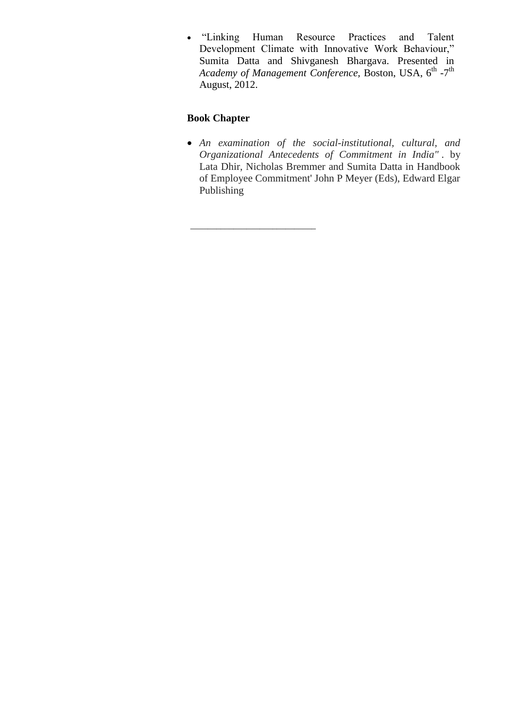- "Linking Human Resource Practices and Talent Development Climate with Innovative Work Behaviour," Sumita Datta and Shivganesh Bhargava. Presented in *Academy of Management Conference*, Boston, USA, 6th -7th August, 2012.

**Book Chapter**

- *An examination of the social-institutional, cultural, and Organizational Antecedents of Commitment in India"* . by Lata Dhir, Nicholas Bremmer and Sumita Datta in Handbook of Employee Commitment' John P Meyer (Eds), Edward Elgar Publishing

________________________